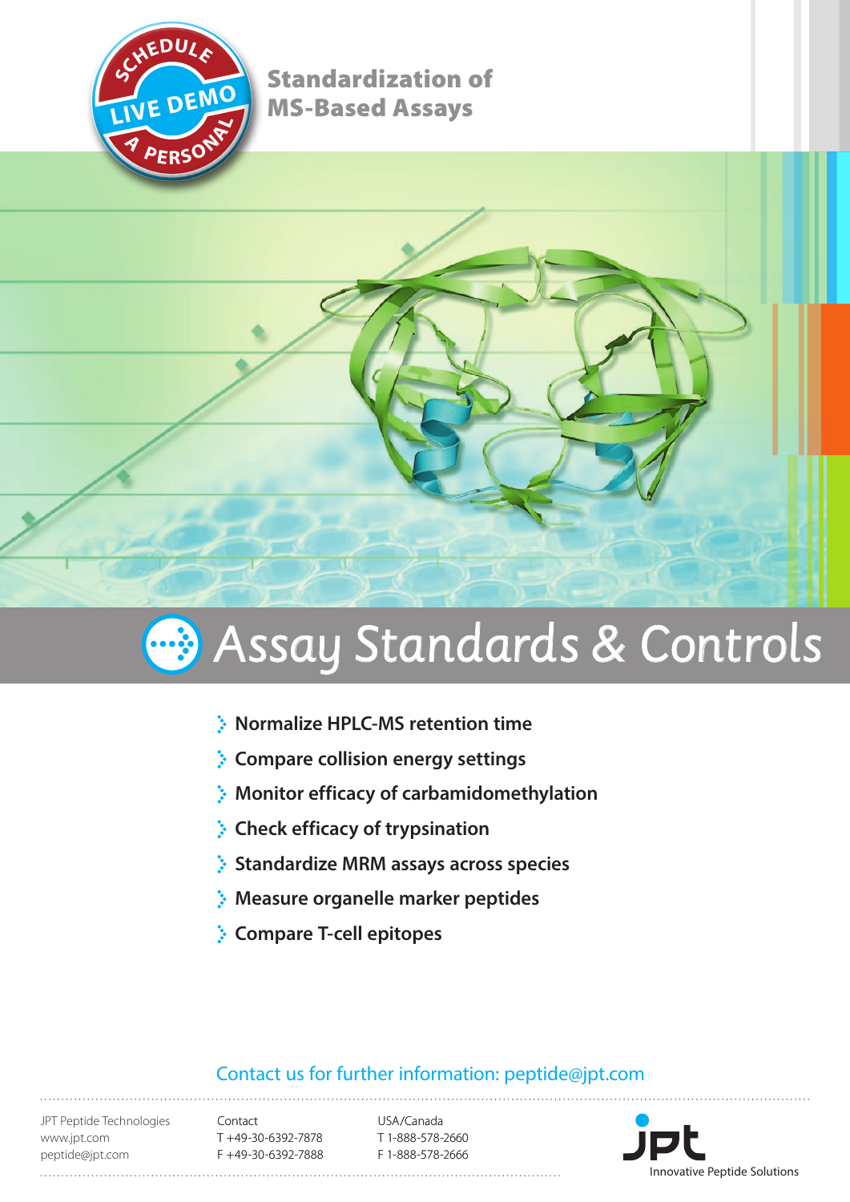SCHEDULE LIVE DEMO A PERSONAL

**Standardization of MS-Based Assays**

# Assay Standards & Controls

- **Normalize HPLC-MS retention time**
- **Compare collision energy settings**
- **Monitor efficacy of carbamidomethylation**
- **Check efficacy of trypsination**
- **Standardize MRM assays across species**
- **Measure organelle marker peptides**
- **Compare T-cell epitopes**

Contact us for further information: peptide@jpt.com

JPT Peptide Technologies
www.jpt.com
peptide@jpt.com

Contact
T +49-30-6392-7878
F +49-30-6392-7888

USA/Canada
T 1-888-578-2660
F 1-888-578-2666

jpt
Innovative Peptide Solutions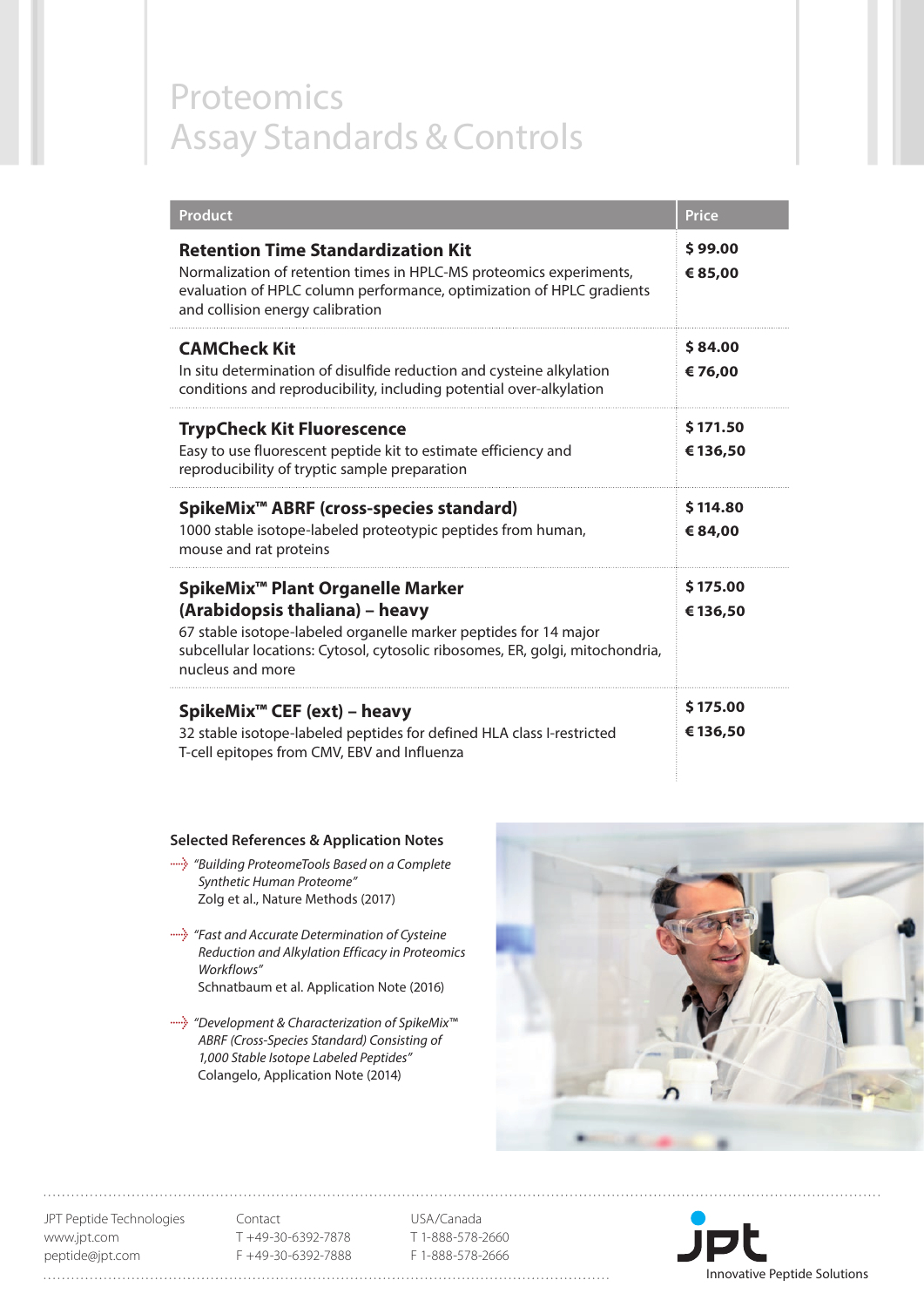# Proteomics
# Assay Standards & Controls

| Product | Price |
|---|---|
| **Retention Time Standardization Kit**<br>Normalization of retention times in HPLC-MS proteomics experiments, evaluation of HPLC column performance, optimization of HPLC gradients and collision energy calibration | **$ 99.00**<br>**€ 85,00** |
| **CAMCheck Kit**<br>In situ determination of disulfide reduction and cysteine alkylation conditions and reproducibility, including potential over-alkylation | **$ 84.00**<br>**€ 76,00** |
| **TrypCheck Kit Fluorescence**<br>Easy to use fluorescent peptide kit to estimate efficiency and reproducibility of tryptic sample preparation | **$ 171.50**<br>**€ 136,50** |
| **SpikeMix™ ABRF (cross-species standard)**<br>1000 stable isotope-labeled proteotypic peptides from human, mouse and rat proteins | **$ 114.80**<br>**€ 84,00** |
| **SpikeMix™ Plant Organelle Marker (Arabidopsis thaliana) – heavy**<br>67 stable isotope-labeled organelle marker peptides for 14 major subcellular locations: Cytosol, cytosolic ribosomes, ER, golgi, mitochondria, nucleus and more | **$ 175.00**<br>**€ 136,50** |
| **SpikeMix™ CEF (ext) – heavy**<br>32 stable isotope-labeled peptides for defined HLA class I-restricted T-cell epitopes from CMV, EBV and Influenza | **$ 175.00**<br>**€ 136,50** |

### Selected References & Application Notes

- *"Building ProteomeTools Based on a Complete Synthetic Human Proteome"*
  Zolg et al., Nature Methods (2017)
- *"Fast and Accurate Determination of Cysteine Reduction and Alkylation Efficacy in Proteomics Workflows"*
  Schnatbaum et al. Application Note (2016)
- *"Development & Characterization of SpikeMix™ ABRF (Cross-Species Standard) Consisting of 1,000 Stable Isotope Labeled Peptides"*
  Colangelo, Application Note (2014)

JPT Peptide Technologies
www.jpt.com
peptide@jpt.com

Contact
T +49-30-6392-7878
F +49-30-6392-7888

USA/Canada
T 1-888-578-2660
F 1-888-578-2666

jpt
Innovative Peptide Solutions